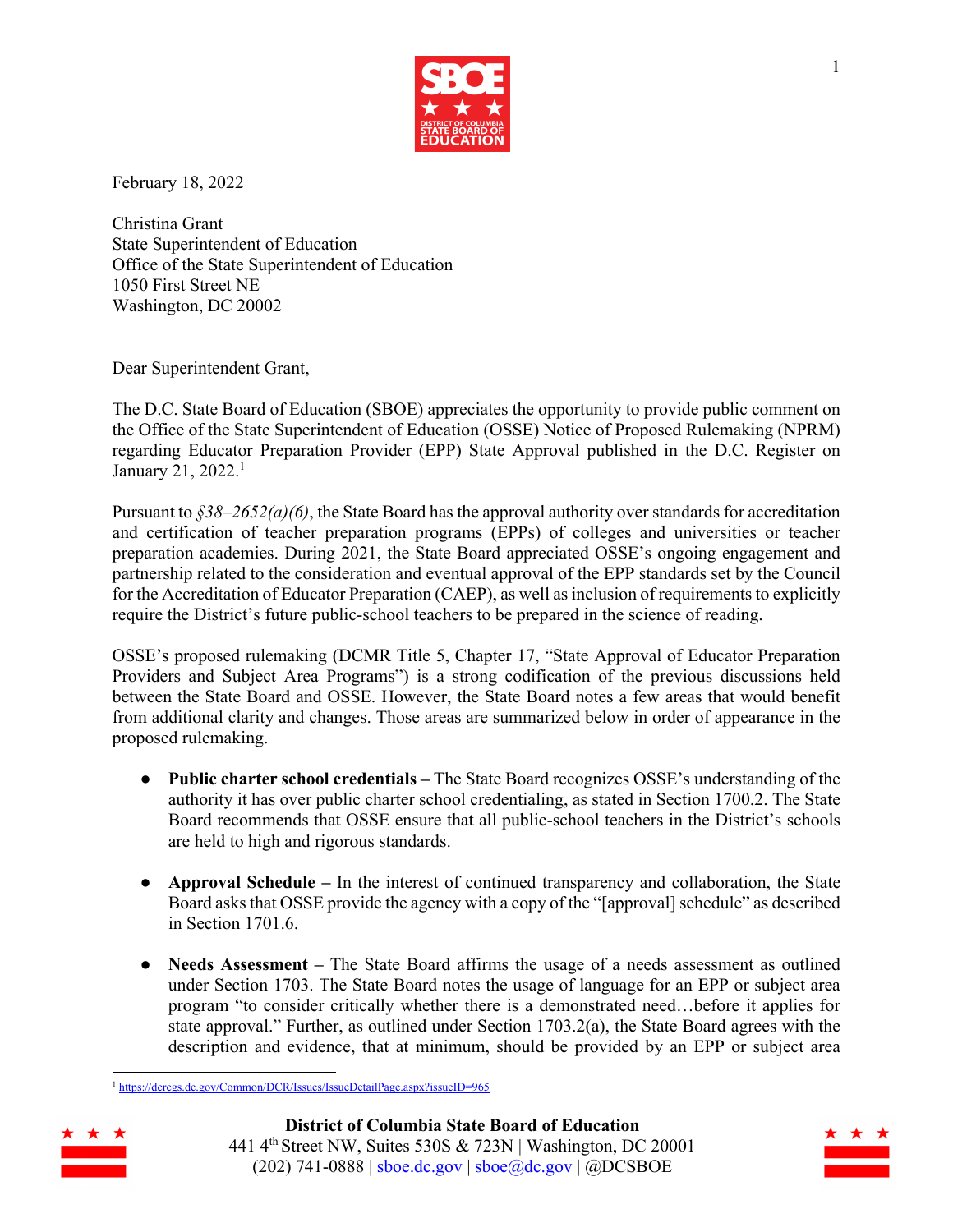February 18, 2022

Christina Grant
State Superintendent of Education
Office of the State Superintendent of Education
1050 First Street NE
Washington, DC 20002

Dear Superintendent Grant,

The D.C. State Board of Education (SBOE) appreciates the opportunity to provide public comment on the Office of the State Superintendent of Education (OSSE) Notice of Proposed Rulemaking (NPRM) regarding Educator Preparation Provider (EPP) State Approval published in the D.C. Register on January 21, 2022.[1]

Pursuant to *§38–2652(a)(6)*, the State Board has the approval authority over standards for accreditation and certification of teacher preparation programs (EPPs) of colleges and universities or teacher preparation academies. During 2021, the State Board appreciated OSSE's ongoing engagement and partnership related to the consideration and eventual approval of the EPP standards set by the Council for the Accreditation of Educator Preparation (CAEP), as well as inclusion of requirements to explicitly require the District's future public-school teachers to be prepared in the science of reading.

OSSE's proposed rulemaking (DCMR Title 5, Chapter 17, "State Approval of Educator Preparation Providers and Subject Area Programs") is a strong codification of the previous discussions held between the State Board and OSSE. However, the State Board notes a few areas that would benefit from additional clarity and changes. Those areas are summarized below in order of appearance in the proposed rulemaking.

- **Public charter school credentials –** The State Board recognizes OSSE's understanding of the authority it has over public charter school credentialing, as stated in Section 1700.2. The State Board recommends that OSSE ensure that all public-school teachers in the District's schools are held to high and rigorous standards.

- **Approval Schedule –** In the interest of continued transparency and collaboration, the State Board asks that OSSE provide the agency with a copy of the "[approval] schedule" as described in Section 1701.6.

- **Needs Assessment –** The State Board affirms the usage of a needs assessment as outlined under Section 1703. The State Board notes the usage of language for an EPP or subject area program "to consider critically whether there is a demonstrated need…before it applies for state approval." Further, as outlined under Section 1703.2(a), the State Board agrees with the description and evidence, that at minimum, should be provided by an EPP or subject area

[1] https://dcregs.dc.gov/Common/DCR/Issues/IssueDetailPage.aspx?issueID=965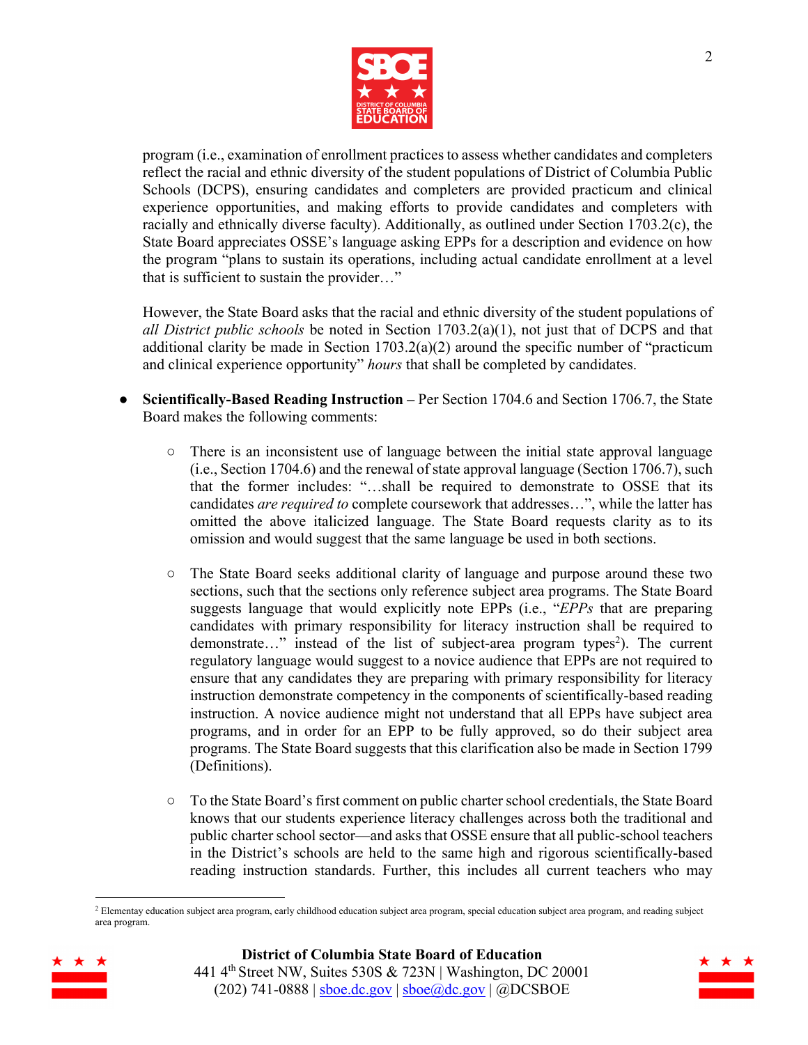program (i.e., examination of enrollment practices to assess whether candidates and completers reflect the racial and ethnic diversity of the student populations of District of Columbia Public Schools (DCPS), ensuring candidates and completers are provided practicum and clinical experience opportunities, and making efforts to provide candidates and completers with racially and ethnically diverse faculty). Additionally, as outlined under Section 1703.2(c), the State Board appreciates OSSE's language asking EPPs for a description and evidence on how the program "plans to sustain its operations, including actual candidate enrollment at a level that is sufficient to sustain the provider…"

However, the State Board asks that the racial and ethnic diversity of the student populations of *all District public schools* be noted in Section 1703.2(a)(1), not just that of DCPS and that additional clarity be made in Section 1703.2(a)(2) around the specific number of "practicum and clinical experience opportunity" *hours* that shall be completed by candidates.

- **Scientifically-Based Reading Instruction –** Per Section 1704.6 and Section 1706.7, the State Board makes the following comments:
  - There is an inconsistent use of language between the initial state approval language (i.e., Section 1704.6) and the renewal of state approval language (Section 1706.7), such that the former includes: "…shall be required to demonstrate to OSSE that its candidates *are required to* complete coursework that addresses…", while the latter has omitted the above italicized language. The State Board requests clarity as to its omission and would suggest that the same language be used in both sections.
  - The State Board seeks additional clarity of language and purpose around these two sections, such that the sections only reference subject area programs. The State Board suggests language that would explicitly note EPPs (i.e., "*EPPs* that are preparing candidates with primary responsibility for literacy instruction shall be required to demonstrate…" instead of the list of subject-area program types[2]). The current regulatory language would suggest to a novice audience that EPPs are not required to ensure that any candidates they are preparing with primary responsibility for literacy instruction demonstrate competency in the components of scientifically-based reading instruction. A novice audience might not understand that all EPPs have subject area programs, and in order for an EPP to be fully approved, so do their subject area programs. The State Board suggests that this clarification also be made in Section 1799 (Definitions).
  - To the State Board's first comment on public charter school credentials, the State Board knows that our students experience literacy challenges across both the traditional and public charter school sector—and asks that OSSE ensure that all public-school teachers in the District's schools are held to the same high and rigorous scientifically-based reading instruction standards. Further, this includes all current teachers who may

[2] Elementay education subject area program, early childhood education subject area program, special education subject area program, and reading subject area program.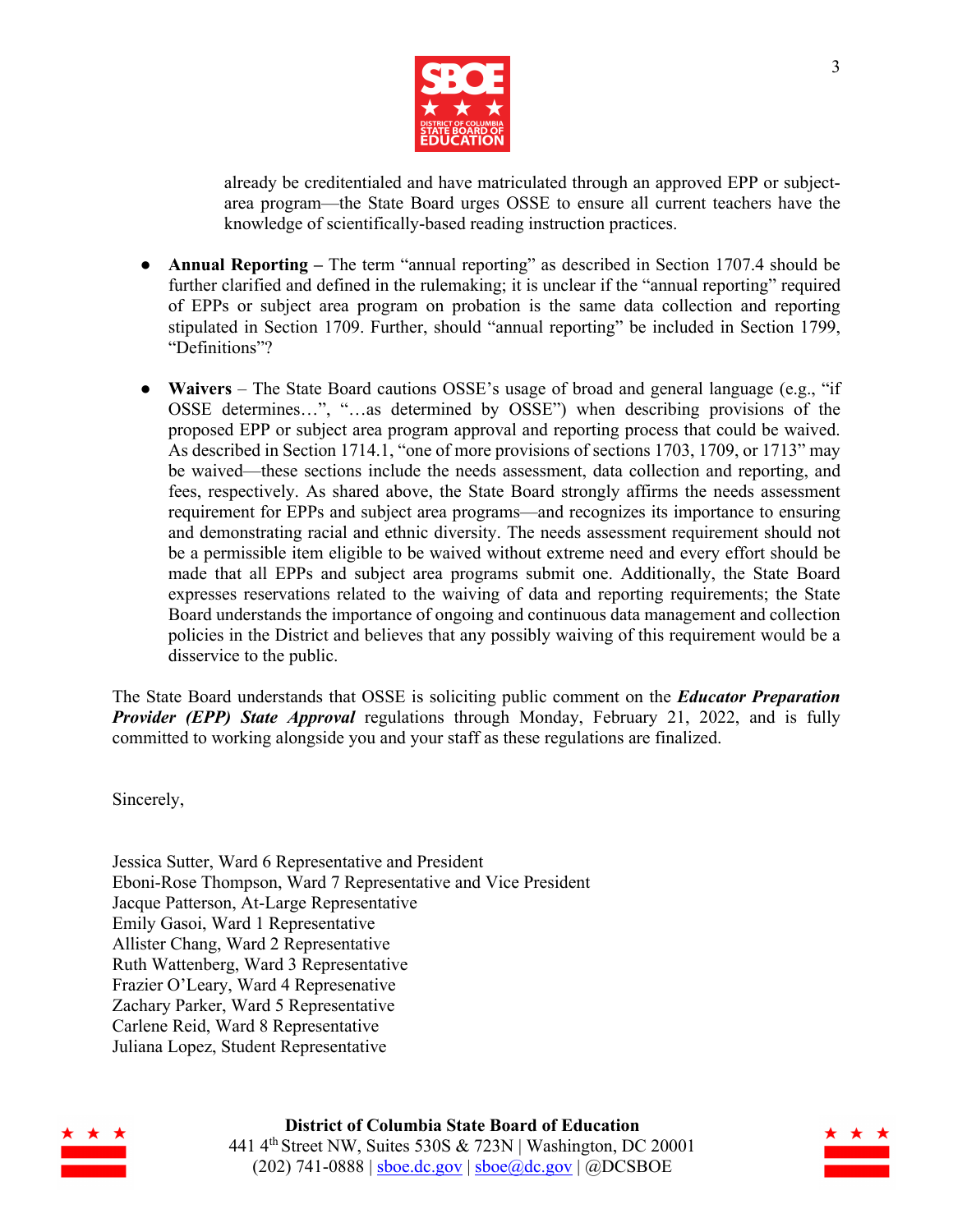already be creditentialed and have matriculated through an approved EPP or subject-area program—the State Board urges OSSE to ensure all current teachers have the knowledge of scientifically-based reading instruction practices.

- **Annual Reporting –** The term "annual reporting" as described in Section 1707.4 should be further clarified and defined in the rulemaking; it is unclear if the "annual reporting" required of EPPs or subject area program on probation is the same data collection and reporting stipulated in Section 1709. Further, should "annual reporting" be included in Section 1799, "Definitions"?

- **Waivers** – The State Board cautions OSSE's usage of broad and general language (e.g., "if OSSE determines…", "…as determined by OSSE") when describing provisions of the proposed EPP or subject area program approval and reporting process that could be waived. As described in Section 1714.1, "one of more provisions of sections 1703, 1709, or 1713" may be waived—these sections include the needs assessment, data collection and reporting, and fees, respectively. As shared above, the State Board strongly affirms the needs assessment requirement for EPPs and subject area programs—and recognizes its importance to ensuring and demonstrating racial and ethnic diversity. The needs assessment requirement should not be a permissible item eligible to be waived without extreme need and every effort should be made that all EPPs and subject area programs submit one. Additionally, the State Board expresses reservations related to the waiving of data and reporting requirements; the State Board understands the importance of ongoing and continuous data management and collection policies in the District and believes that any possibly waiving of this requirement would be a disservice to the public.

The State Board understands that OSSE is soliciting public comment on the ***Educator Preparation Provider (EPP) State Approval*** regulations through Monday, February 21, 2022, and is fully committed to working alongside you and your staff as these regulations are finalized.

Sincerely,

Jessica Sutter, Ward 6 Representative and President
Eboni-Rose Thompson, Ward 7 Representative and Vice President
Jacque Patterson, At-Large Representative
Emily Gasoi, Ward 1 Representative
Allister Chang, Ward 2 Representative
Ruth Wattenberg, Ward 3 Representative
Frazier O'Leary, Ward 4 Represenative
Zachary Parker, Ward 5 Representative
Carlene Reid, Ward 8 Representative
Juliana Lopez, Student Representative